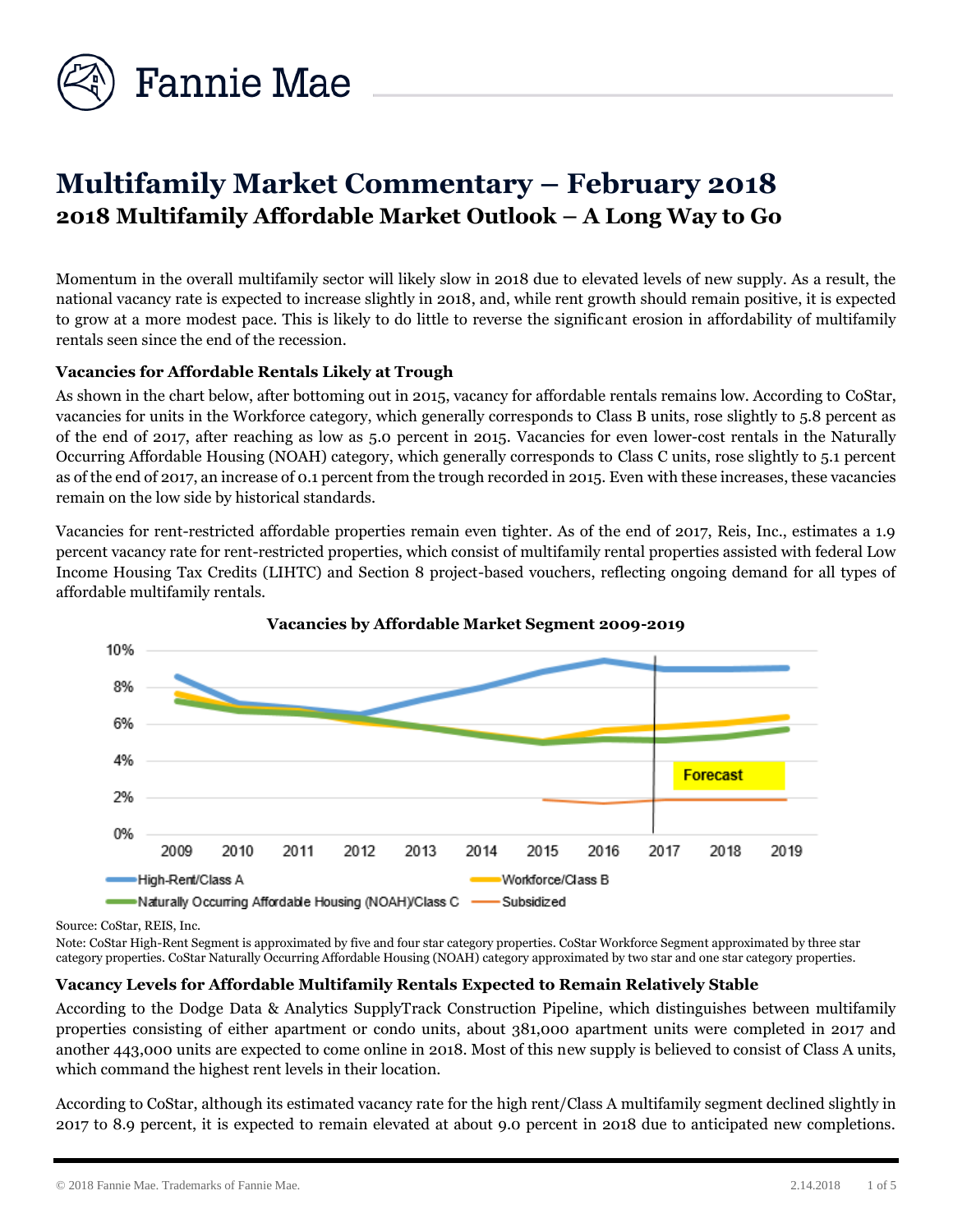# Multifamily Market Commentary – February 2018

## 2018 Multifamily Affordable Market Outlook – A Long Way to Go

Momentum in the overall multifamily sector will likely slow in 2018 due to elevated levels of new supply. As a result, the national vacancy rate is expected to increase slightly in 2018, and, while rent growth should remain positive, it is expected to grow at a more modest pace. This is likely to do little to reverse the significant erosion in affordability of multifamily rentals seen since the end of the recession.

### Vacancies for Affordable Rentals Likely at Trough

As shown in the chart below, after bottoming out in 2015, vacancy for affordable rentals remains low. According to CoStar, vacancies for units in the Workforce category, which generally corresponds to Class B units, rose slightly to 5.8 percent as of the end of 2017, after reaching as low as 5.0 percent in 2015. Vacancies for even lower-cost rentals in the Naturally Occurring Affordable Housing (NOAH) category, which generally corresponds to Class C units, rose slightly to 5.1 percent as of the end of 2017, an increase of 0.1 percent from the trough recorded in 2015. Even with these increases, these vacancies remain on the low side by historical standards.

Vacancies for rent-restricted affordable properties remain even tighter. As of the end of 2017, Reis, Inc., estimates a 1.9 percent vacancy rate for rent-restricted properties, which consist of multifamily rental properties assisted with federal Low Income Housing Tax Credits (LIHTC) and Section 8 project-based vouchers, reflecting ongoing demand for all types of affordable multifamily rentals.

**Vacancies by Affordable Market Segment 2009-2019**

Source: CoStar, REIS, Inc.

Note: CoStar High-Rent Segment is approximated by five and four star category properties. CoStar Workforce Segment approximated by three star category properties. CoStar Naturally Occurring Affordable Housing (NOAH) category approximated by two star and one star category properties.

### Vacancy Levels for Affordable Multifamily Rentals Expected to Remain Relatively Stable

According to the Dodge Data & Analytics SupplyTrack Construction Pipeline, which distinguishes between multifamily properties consisting of either apartment or condo units, about 381,000 apartment units were completed in 2017 and another 443,000 units are expected to come online in 2018. Most of this new supply is believed to consist of Class A units, which command the highest rent levels in their location.

According to CoStar, although its estimated vacancy rate for the high rent/Class A multifamily segment declined slightly in 2017 to 8.9 percent, it is expected to remain elevated at about 9.0 percent in 2018 due to anticipated new completions.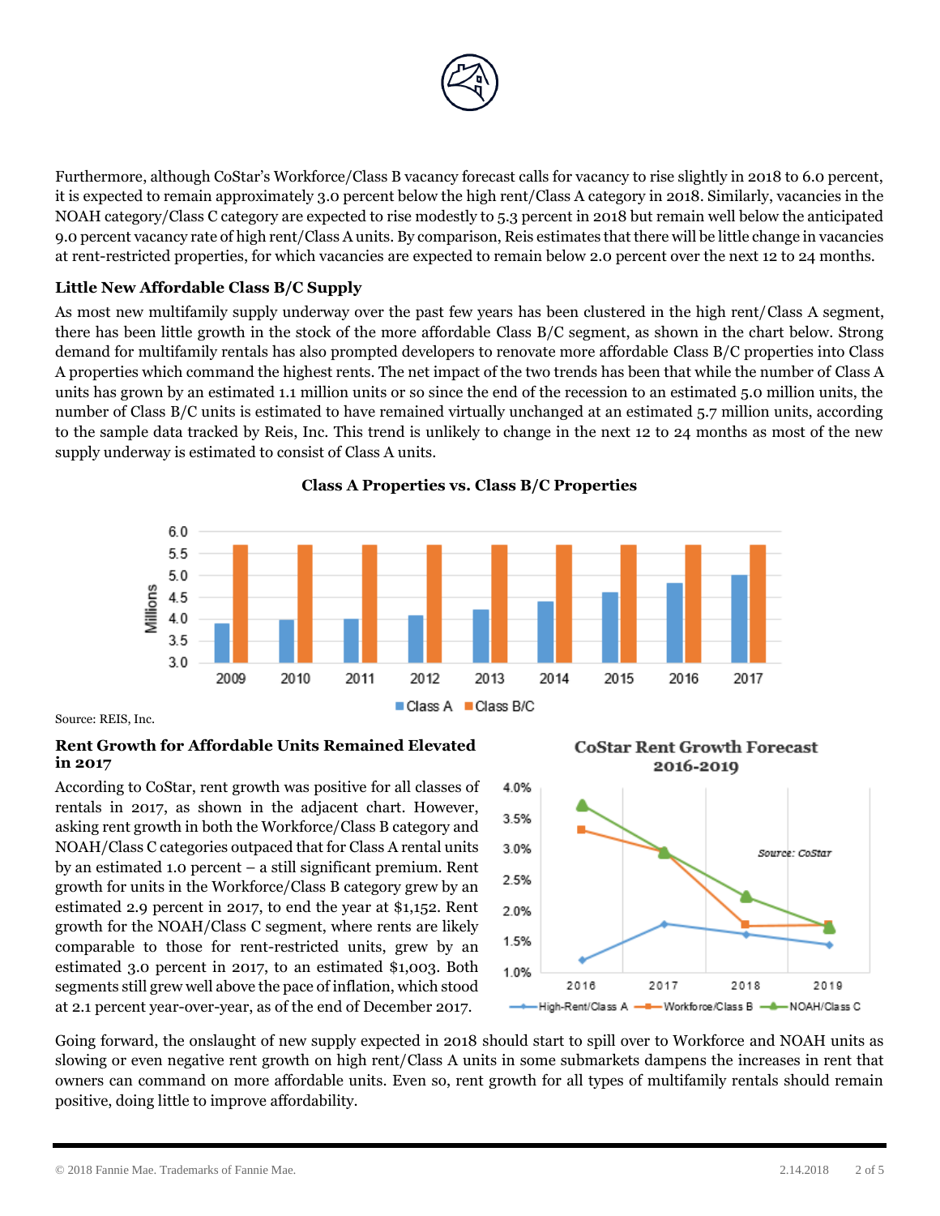Furthermore, although CoStar's Workforce/Class B vacancy forecast calls for vacancy to rise slightly in 2018 to 6.0 percent, it is expected to remain approximately 3.0 percent below the high rent/Class A category in 2018. Similarly, vacancies in the NOAH category/Class C category are expected to rise modestly to 5.3 percent in 2018 but remain well below the anticipated 9.0 percent vacancy rate of high rent/Class A units. By comparison, Reis estimates that there will be little change in vacancies at rent-restricted properties, for which vacancies are expected to remain below 2.0 percent over the next 12 to 24 months.

### Little New Affordable Class B/C Supply

As most new multifamily supply underway over the past few years has been clustered in the high rent/Class A segment, there has been little growth in the stock of the more affordable Class B/C segment, as shown in the chart below. Strong demand for multifamily rentals has also prompted developers to renovate more affordable Class B/C properties into Class A properties which command the highest rents. The net impact of the two trends has been that while the number of Class A units has grown by an estimated 1.1 million units or so since the end of the recession to an estimated 5.0 million units, the number of Class B/C units is estimated to have remained virtually unchanged at an estimated 5.7 million units, according to the sample data tracked by Reis, Inc. This trend is unlikely to change in the next 12 to 24 months as most of the new supply underway is estimated to consist of Class A units.

**Class A Properties vs. Class B/C Properties**

Source: REIS, Inc.

### Rent Growth for Affordable Units Remained Elevated in 2017

According to CoStar, rent growth was positive for all classes of rentals in 2017, as shown in the adjacent chart. However, asking rent growth in both the Workforce/Class B category and NOAH/Class C categories outpaced that for Class A rental units by an estimated 1.0 percent – a still significant premium. Rent growth for units in the Workforce/Class B category grew by an estimated 2.9 percent in 2017, to end the year at $1,152. Rent growth for the NOAH/Class C segment, where rents are likely comparable to those for rent-restricted units, grew by an estimated 3.0 percent in 2017, to an estimated $1,003. Both segments still grew well above the pace of inflation, which stood at 2.1 percent year-over-year, as of the end of December 2017.

**CoStar Rent Growth Forecast 2016-2019**

Going forward, the onslaught of new supply expected in 2018 should start to spill over to Workforce and NOAH units as slowing or even negative rent growth on high rent/Class A units in some submarkets dampens the increases in rent that owners can command on more affordable units. Even so, rent growth for all types of multifamily rentals should remain positive, doing little to improve affordability.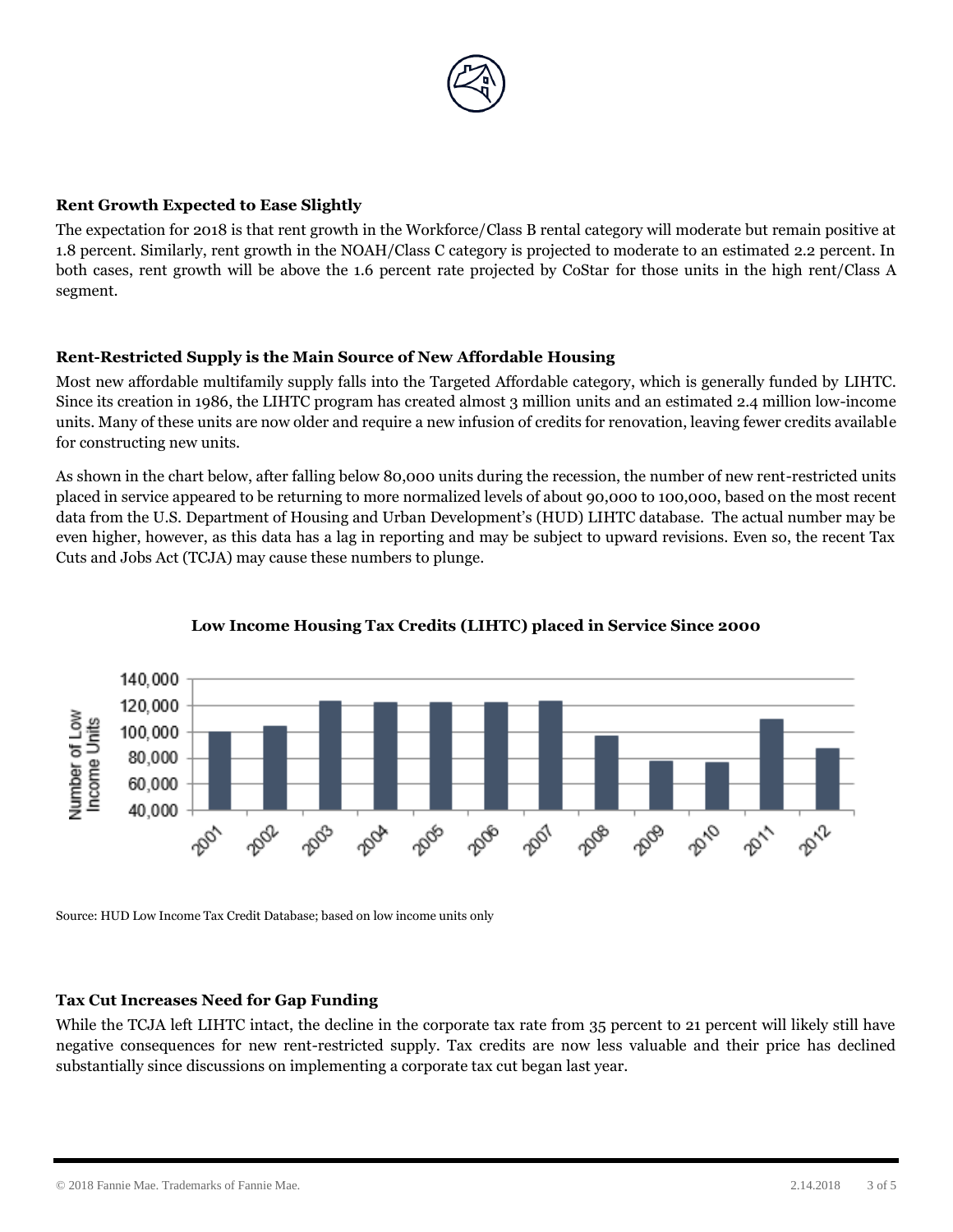### Rent Growth Expected to Ease Slightly

The expectation for 2018 is that rent growth in the Workforce/Class B rental category will moderate but remain positive at 1.8 percent. Similarly, rent growth in the NOAH/Class C category is projected to moderate to an estimated 2.2 percent. In both cases, rent growth will be above the 1.6 percent rate projected by CoStar for those units in the high rent/Class A segment.

### Rent-Restricted Supply is the Main Source of New Affordable Housing

Most new affordable multifamily supply falls into the Targeted Affordable category, which is generally funded by LIHTC. Since its creation in 1986, the LIHTC program has created almost 3 million units and an estimated 2.4 million low-income units. Many of these units are now older and require a new infusion of credits for renovation, leaving fewer credits available for constructing new units.

As shown in the chart below, after falling below 80,000 units during the recession, the number of new rent-restricted units placed in service appeared to be returning to more normalized levels of about 90,000 to 100,000, based on the most recent data from the U.S. Department of Housing and Urban Development's (HUD) LIHTC database. The actual number may be even higher, however, as this data has a lag in reporting and may be subject to upward revisions. Even so, the recent Tax Cuts and Jobs Act (TCJA) may cause these numbers to plunge.

**Low Income Housing Tax Credits (LIHTC) placed in Service Since 2000**

Source: HUD Low Income Tax Credit Database; based on low income units only

### Tax Cut Increases Need for Gap Funding

While the TCJA left LIHTC intact, the decline in the corporate tax rate from 35 percent to 21 percent will likely still have negative consequences for new rent-restricted supply. Tax credits are now less valuable and their price has declined substantially since discussions on implementing a corporate tax cut began last year.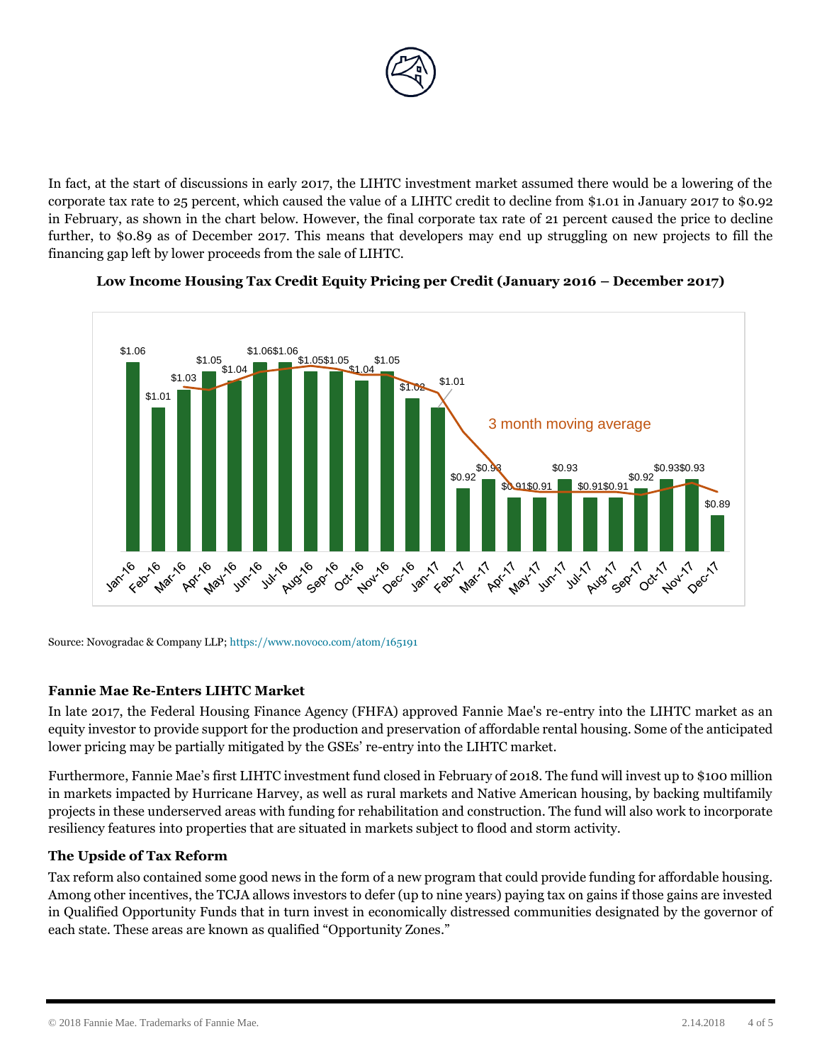In fact, at the start of discussions in early 2017, the LIHTC investment market assumed there would be a lowering of the corporate tax rate to 25 percent, which caused the value of a LIHTC credit to decline from $1.01 in January 2017 to $0.92 in February, as shown in the chart below. However, the final corporate tax rate of 21 percent caused the price to decline further, to $0.89 as of December 2017. This means that developers may end up struggling on new projects to fill the financing gap left by lower proceeds from the sale of LIHTC.

**Low Income Housing Tax Credit Equity Pricing per Credit (January 2016 – December 2017)**

| Month | Price |
|---|---|
| Jan-16 | $1.06 |
| Feb-16 | $1.01 |
| Mar-16 | $1.03 |
| Apr-16 | $1.05 |
| May-16 | $1.04 |
| Jun-16 | $1.06 |
| Jul-16 | $1.06 |
| Aug-16 | $1.05 |
| Sep-16 | $1.05 |
| Oct-16 | $1.04 |
| Nov-16 | $1.05 |
| Dec-16 | $1.02 |
| Jan-17 | $1.01 |
| Feb-17 | $0.92 |
| Mar-17 | $0.93 |
| Apr-17 | $0.91 |
| May-17 | $0.91 |
| Jun-17 | $0.93 |
| Jul-17 | $0.91 |
| Aug-17 | $0.91 |
| Sep-17 | $0.92 |
| Oct-17 | $0.93 |
| Nov-17 | $0.93 |
| Dec-17 | $0.89 |

3 month moving average

Source: Novogradac & Company LLP; https://www.novoco.com/atom/165191

### Fannie Mae Re-Enters LIHTC Market

In late 2017, the Federal Housing Finance Agency (FHFA) approved Fannie Mae's re-entry into the LIHTC market as an equity investor to provide support for the production and preservation of affordable rental housing. Some of the anticipated lower pricing may be partially mitigated by the GSEs' re-entry into the LIHTC market.

Furthermore, Fannie Mae's first LIHTC investment fund closed in February of 2018. The fund will invest up to $100 million in markets impacted by Hurricane Harvey, as well as rural markets and Native American housing, by backing multifamily projects in these underserved areas with funding for rehabilitation and construction. The fund will also work to incorporate resiliency features into properties that are situated in markets subject to flood and storm activity.

### The Upside of Tax Reform

Tax reform also contained some good news in the form of a new program that could provide funding for affordable housing. Among other incentives, the TCJA allows investors to defer (up to nine years) paying tax on gains if those gains are invested in Qualified Opportunity Funds that in turn invest in economically distressed communities designated by the governor of each state. These areas are known as qualified "Opportunity Zones."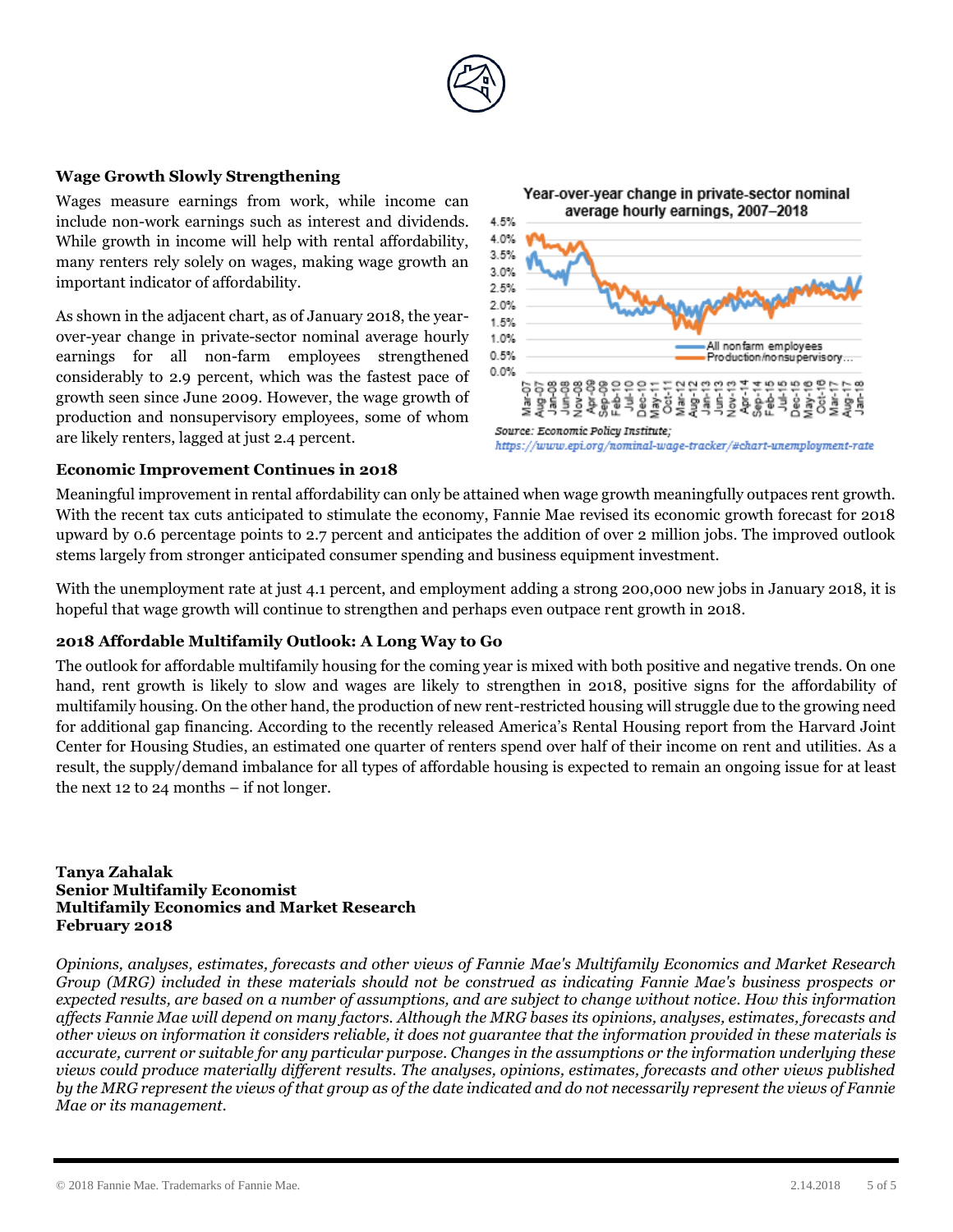### Wage Growth Slowly Strengthening

Wages measure earnings from work, while income can include non-work earnings such as interest and dividends. While growth in income will help with rental affordability, many renters rely solely on wages, making wage growth an important indicator of affordability.

As shown in the adjacent chart, as of January 2018, the year-over-year change in private-sector nominal average hourly earnings for all non-farm employees strengthened considerably to 2.9 percent, which was the fastest pace of growth seen since June 2009. However, the wage growth of production and nonsupervisory employees, some of whom are likely renters, lagged at just 2.4 percent.

Year-over-year change in private-sector nominal average hourly earnings, 2007–2018

4.5%
4.0%
3.5%
3.0%
2.5%
2.0%
1.5%
1.0%
0.5%
0.0%

Mar-07, Aug-07, Jan-08, Jun-08, Nov-08, Apr-09, Sep-09, Feb-10, Jul-10, Dec-10, May-11, Oct-11, Mar-12, Aug-12, Jan-13, Jun-13, Nov-13, Apr-14, Sep-14, Feb-15, Jul-15, Dec-15, May-16, Oct-16, Mar-17, Aug-17, Jan-18

All nonfarm employees
Production/nonsupervisory...

*Source: Economic Policy Institute; https://www.epi.org/nominal-wage-tracker/#chart-unemployment-rate*

### Economic Improvement Continues in 2018

Meaningful improvement in rental affordability can only be attained when wage growth meaningfully outpaces rent growth. With the recent tax cuts anticipated to stimulate the economy, Fannie Mae revised its economic growth forecast for 2018 upward by 0.6 percentage points to 2.7 percent and anticipates the addition of over 2 million jobs. The improved outlook stems largely from stronger anticipated consumer spending and business equipment investment.

With the unemployment rate at just 4.1 percent, and employment adding a strong 200,000 new jobs in January 2018, it is hopeful that wage growth will continue to strengthen and perhaps even outpace rent growth in 2018.

### 2018 Affordable Multifamily Outlook: A Long Way to Go

The outlook for affordable multifamily housing for the coming year is mixed with both positive and negative trends. On one hand, rent growth is likely to slow and wages are likely to strengthen in 2018, positive signs for the affordability of multifamily housing. On the other hand, the production of new rent-restricted housing will struggle due to the growing need for additional gap financing. According to the recently released America's Rental Housing report from the Harvard Joint Center for Housing Studies, an estimated one quarter of renters spend over half of their income on rent and utilities. As a result, the supply/demand imbalance for all types of affordable housing is expected to remain an ongoing issue for at least the next 12 to 24 months – if not longer.

**Tanya Zahalak**
**Senior Multifamily Economist**
**Multifamily Economics and Market Research**
**February 2018**

*Opinions, analyses, estimates, forecasts and other views of Fannie Mae's Multifamily Economics and Market Research Group (MRG) included in these materials should not be construed as indicating Fannie Mae's business prospects or expected results, are based on a number of assumptions, and are subject to change without notice. How this information affects Fannie Mae will depend on many factors. Although the MRG bases its opinions, analyses, estimates, forecasts and other views on information it considers reliable, it does not guarantee that the information provided in these materials is accurate, current or suitable for any particular purpose. Changes in the assumptions or the information underlying these views could produce materially different results. The analyses, opinions, estimates, forecasts and other views published by the MRG represent the views of that group as of the date indicated and do not necessarily represent the views of Fannie Mae or its management.*

© 2018 Fannie Mae. Trademarks of Fannie Mae. 2.14.2018